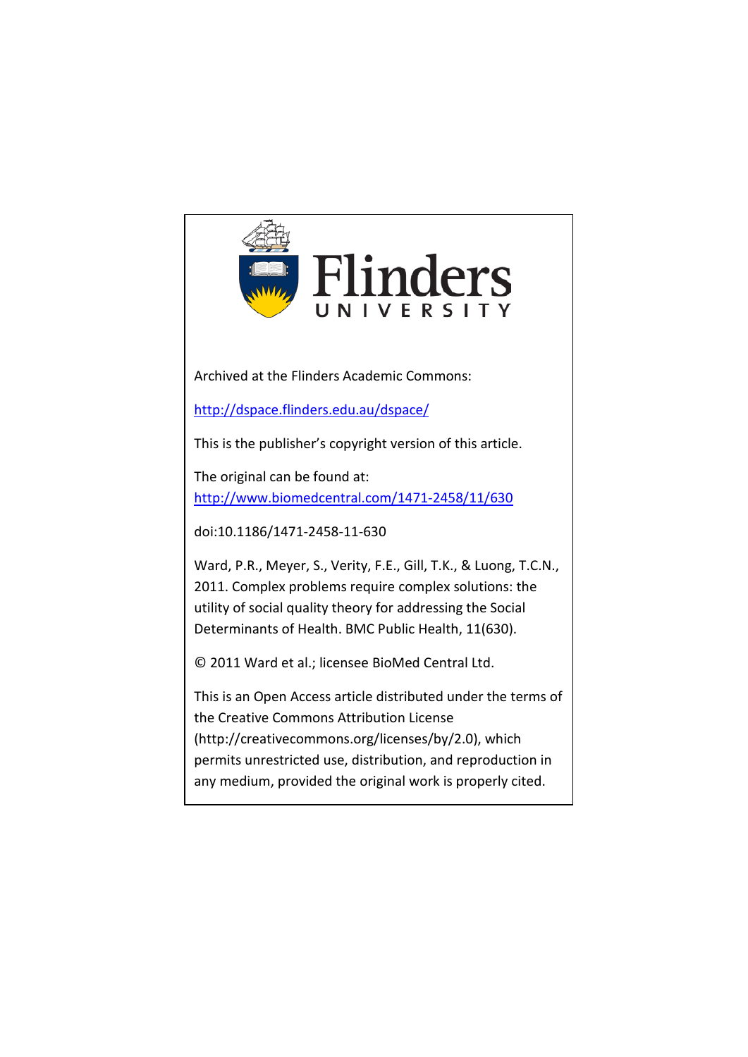Flinders UNIVERSITY

Archived at the Flinders Academic Commons:

[http://dspace.flinders.edu.au/dspace/](http://dspace.flinders.edu.au/dspace/)

This is the publisher's copyright version of this article.

The original can be found at:
[http://www.biomedcentral.com/1471-2458/11/630](http://www.biomedcentral.com/1471-2458/11/630)

doi:10.1186/1471-2458-11-630

Ward, P.R., Meyer, S., Verity, F.E., Gill, T.K., & Luong, T.C.N., 2011. Complex problems require complex solutions: the utility of social quality theory for addressing the Social Determinants of Health. BMC Public Health, 11(630).

© 2011 Ward et al.; licensee BioMed Central Ltd.

This is an Open Access article distributed under the terms of the Creative Commons Attribution License (http://creativecommons.org/licenses/by/2.0), which permits unrestricted use, distribution, and reproduction in any medium, provided the original work is properly cited.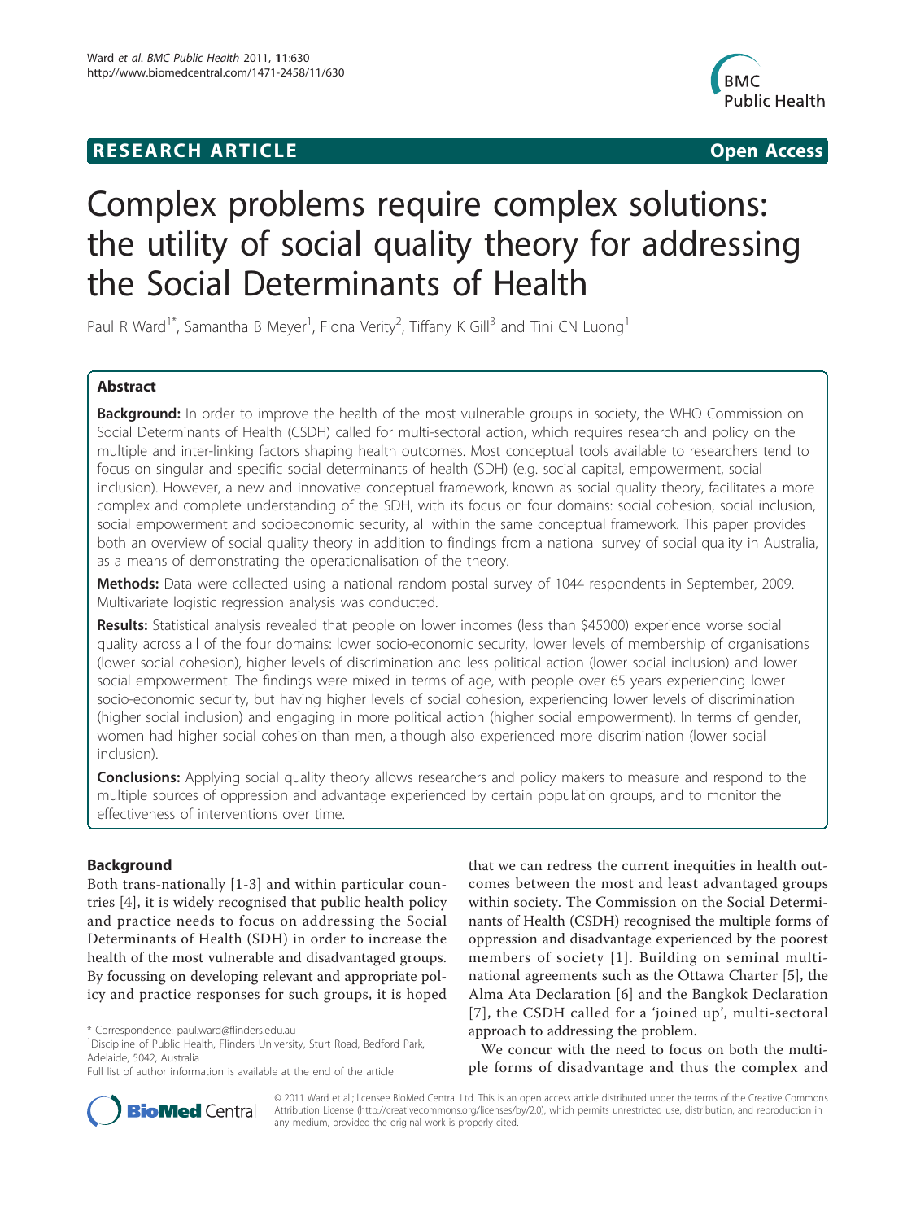# RESEARCH ARTICLE

**Open Access**

# Complex problems require complex solutions: the utility of social quality theory for addressing the Social Determinants of Health

Paul R Ward[1*], Samantha B Meyer[1], Fiona Verity[2], Tiffany K Gill[3] and Tini CN Luong[1]

## Abstract

**Background:** In order to improve the health of the most vulnerable groups in society, the WHO Commission on Social Determinants of Health (CSDH) called for multi-sectoral action, which requires research and policy on the multiple and inter-linking factors shaping health outcomes. Most conceptual tools available to researchers tend to focus on singular and specific social determinants of health (SDH) (e.g. social capital, empowerment, social inclusion). However, a new and innovative conceptual framework, known as social quality theory, facilitates a more complex and complete understanding of the SDH, with its focus on four domains: social cohesion, social inclusion, social empowerment and socioeconomic security, all within the same conceptual framework. This paper provides both an overview of social quality theory in addition to findings from a national survey of social quality in Australia, as a means of demonstrating the operationalisation of the theory.

**Methods:** Data were collected using a national random postal survey of 1044 respondents in September, 2009. Multivariate logistic regression analysis was conducted.

**Results:** Statistical analysis revealed that people on lower incomes (less than $45000) experience worse social quality across all of the four domains: lower socio-economic security, lower levels of membership of organisations (lower social cohesion), higher levels of discrimination and less political action (lower social inclusion) and lower social empowerment. The findings were mixed in terms of age, with people over 65 years experiencing lower socio-economic security, but having higher levels of social cohesion, experiencing lower levels of discrimination (higher social inclusion) and engaging in more political action (higher social empowerment). In terms of gender, women had higher social cohesion than men, although also experienced more discrimination (lower social inclusion).

**Conclusions:** Applying social quality theory allows researchers and policy makers to measure and respond to the multiple sources of oppression and advantage experienced by certain population groups, and to monitor the effectiveness of interventions over time.

## Background

Both trans-nationally [1-3] and within particular countries [4], it is widely recognised that public health policy and practice needs to focus on addressing the Social Determinants of Health (SDH) in order to increase the health of the most vulnerable and disadvantaged groups. By focussing on developing relevant and appropriate policy and practice responses for such groups, it is hoped that we can redress the current inequities in health outcomes between the most and least advantaged groups within society. The Commission on the Social Determinants of Health (CSDH) recognised the multiple forms of oppression and disadvantage experienced by the poorest members of society [1]. Building on seminal multinational agreements such as the Ottawa Charter [5], the Alma Ata Declaration [6] and the Bangkok Declaration [7], the CSDH called for a 'joined up', multi-sectoral approach to addressing the problem.

We concur with the need to focus on both the multiple forms of disadvantage and thus the complex and

\* Correspondence: paul.ward@flinders.edu.au
[1]Discipline of Public Health, Flinders University, Sturt Road, Bedford Park, Adelaide, 5042, Australia
Full list of author information is available at the end of the article

© 2011 Ward et al.; licensee BioMed Central Ltd. This is an open access article distributed under the terms of the Creative Commons Attribution License (http://creativecommons.org/licenses/by/2.0), which permits unrestricted use, distribution, and reproduction in any medium, provided the original work is properly cited.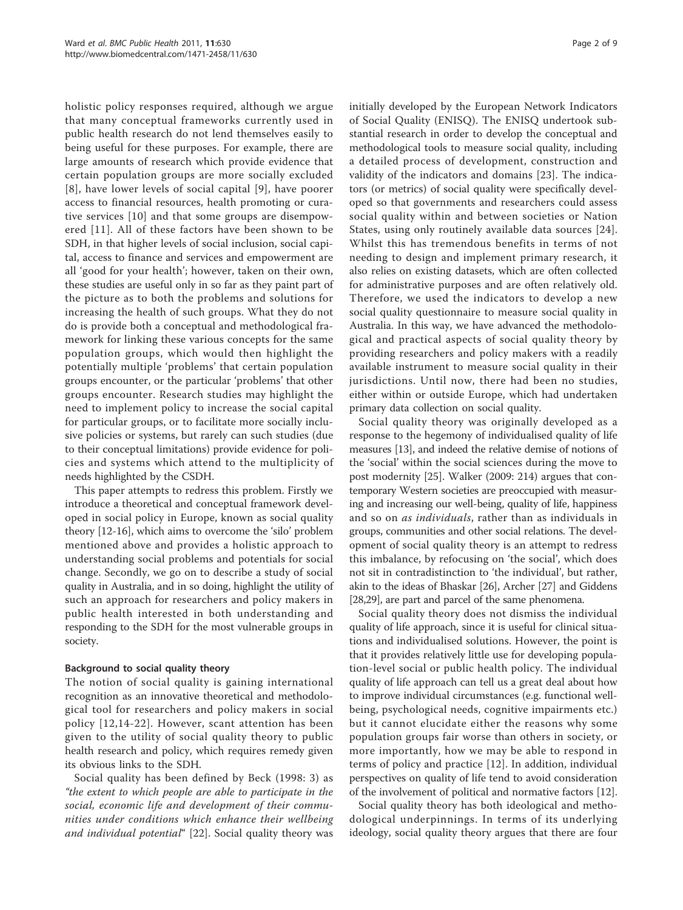holistic policy responses required, although we argue that many conceptual frameworks currently used in public health research do not lend themselves easily to being useful for these purposes. For example, there are large amounts of research which provide evidence that certain population groups are more socially excluded [8], have lower levels of social capital [9], have poorer access to financial resources, health promoting or curative services [10] and that some groups are disempowered [11]. All of these factors have been shown to be SDH, in that higher levels of social inclusion, social capital, access to finance and services and empowerment are all 'good for your health'; however, taken on their own, these studies are useful only in so far as they paint part of the picture as to both the problems and solutions for increasing the health of such groups. What they do not do is provide both a conceptual and methodological framework for linking these various concepts for the same population groups, which would then highlight the potentially multiple 'problems' that certain population groups encounter, or the particular 'problems' that other groups encounter. Research studies may highlight the need to implement policy to increase the social capital for particular groups, or to facilitate more socially inclusive policies or systems, but rarely can such studies (due to their conceptual limitations) provide evidence for policies and systems which attend to the multiplicity of needs highlighted by the CSDH.

This paper attempts to redress this problem. Firstly we introduce a theoretical and conceptual framework developed in social policy in Europe, known as social quality theory [12-16], which aims to overcome the 'silo' problem mentioned above and provides a holistic approach to understanding social problems and potentials for social change. Secondly, we go on to describe a study of social quality in Australia, and in so doing, highlight the utility of such an approach for researchers and policy makers in public health interested in both understanding and responding to the SDH for the most vulnerable groups in society.

### Background to social quality theory

The notion of social quality is gaining international recognition as an innovative theoretical and methodological tool for researchers and policy makers in social policy [12,14-22]. However, scant attention has been given to the utility of social quality theory to public health research and policy, which requires remedy given its obvious links to the SDH.

Social quality has been defined by Beck (1998: 3) as *"the extent to which people are able to participate in the social, economic life and development of their communities under conditions which enhance their wellbeing and individual potential"* [22]. Social quality theory was initially developed by the European Network Indicators of Social Quality (ENISQ). The ENISQ undertook substantial research in order to develop the conceptual and methodological tools to measure social quality, including a detailed process of development, construction and validity of the indicators and domains [23]. The indicators (or metrics) of social quality were specifically developed so that governments and researchers could assess social quality within and between societies or Nation States, using only routinely available data sources [24]. Whilst this has tremendous benefits in terms of not needing to design and implement primary research, it also relies on existing datasets, which are often collected for administrative purposes and are often relatively old. Therefore, we used the indicators to develop a new social quality questionnaire to measure social quality in Australia. In this way, we have advanced the methodological and practical aspects of social quality theory by providing researchers and policy makers with a readily available instrument to measure social quality in their jurisdictions. Until now, there had been no studies, either within or outside Europe, which had undertaken primary data collection on social quality.

Social quality theory was originally developed as a response to the hegemony of individualised quality of life measures [13], and indeed the relative demise of notions of the 'social' within the social sciences during the move to post modernity [25]. Walker (2009: 214) argues that contemporary Western societies are preoccupied with measuring and increasing our well-being, quality of life, happiness and so on *as individuals*, rather than as individuals in groups, communities and other social relations. The development of social quality theory is an attempt to redress this imbalance, by refocusing on 'the social', which does not sit in contradistinction to 'the individual', but rather, akin to the ideas of Bhaskar [26], Archer [27] and Giddens [28,29], are part and parcel of the same phenomena.

Social quality theory does not dismiss the individual quality of life approach, since it is useful for clinical situations and individualised solutions. However, the point is that it provides relatively little use for developing population-level social or public health policy. The individual quality of life approach can tell us a great deal about how to improve individual circumstances (e.g. functional wellbeing, psychological needs, cognitive impairments etc.) but it cannot elucidate either the reasons why some population groups fair worse than others in society, or more importantly, how we may be able to respond in terms of policy and practice [12]. In addition, individual perspectives on quality of life tend to avoid consideration of the involvement of political and normative factors [12].

Social quality theory has both ideological and methodological underpinnings. In terms of its underlying ideology, social quality theory argues that there are four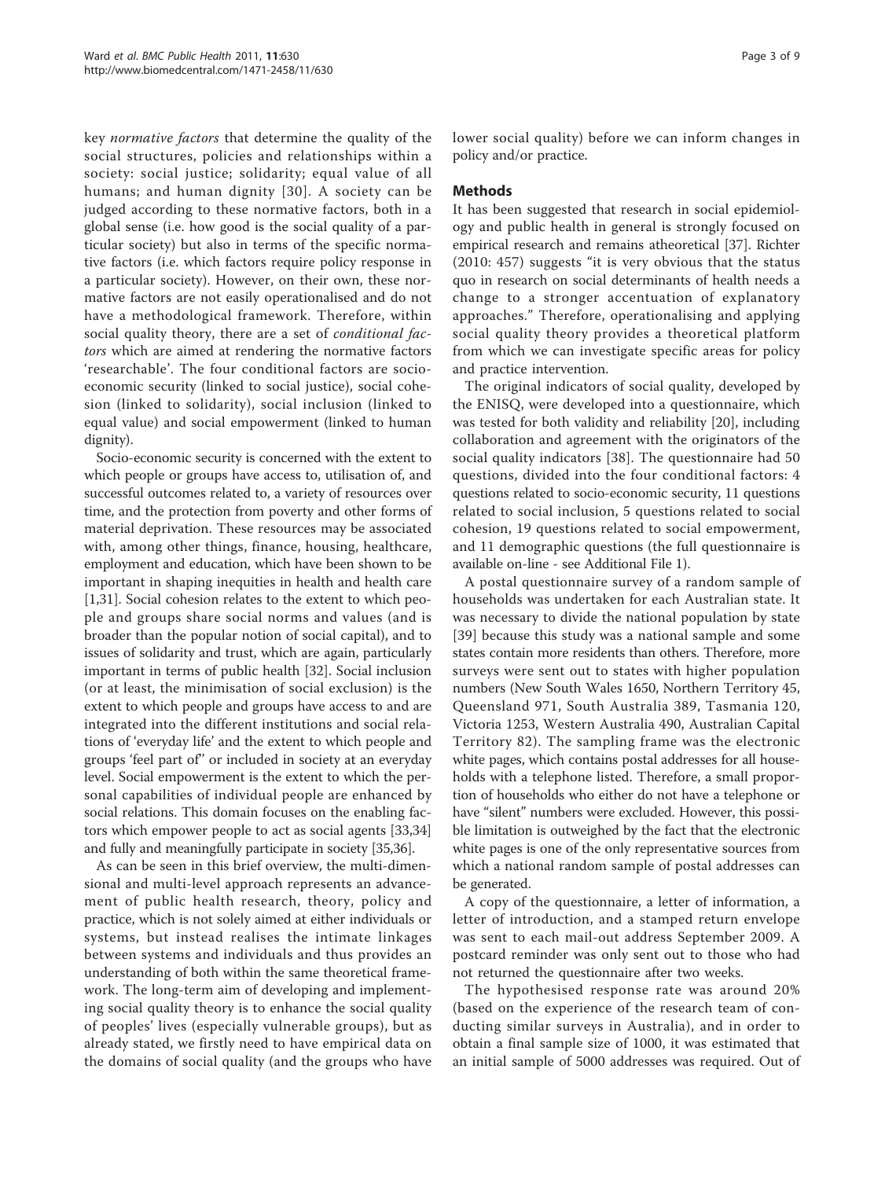key *normative factors* that determine the quality of the social structures, policies and relationships within a society: social justice; solidarity; equal value of all humans; and human dignity [30]. A society can be judged according to these normative factors, both in a global sense (i.e. how good is the social quality of a particular society) but also in terms of the specific normative factors (i.e. which factors require policy response in a particular society). However, on their own, these normative factors are not easily operationalised and do not have a methodological framework. Therefore, within social quality theory, there are a set of *conditional factors* which are aimed at rendering the normative factors 'researchable'. The four conditional factors are socio-economic security (linked to social justice), social cohesion (linked to solidarity), social inclusion (linked to equal value) and social empowerment (linked to human dignity).

Socio-economic security is concerned with the extent to which people or groups have access to, utilisation of, and successful outcomes related to, a variety of resources over time, and the protection from poverty and other forms of material deprivation. These resources may be associated with, among other things, finance, housing, healthcare, employment and education, which have been shown to be important in shaping inequities in health and health care [1,31]. Social cohesion relates to the extent to which people and groups share social norms and values (and is broader than the popular notion of social capital), and to issues of solidarity and trust, which are again, particularly important in terms of public health [32]. Social inclusion (or at least, the minimisation of social exclusion) is the extent to which people and groups have access to and are integrated into the different institutions and social relations of 'everyday life' and the extent to which people and groups 'feel part of" or included in society at an everyday level. Social empowerment is the extent to which the personal capabilities of individual people are enhanced by social relations. This domain focuses on the enabling factors which empower people to act as social agents [33,34] and fully and meaningfully participate in society [35,36].

As can be seen in this brief overview, the multi-dimensional and multi-level approach represents an advancement of public health research, theory, policy and practice, which is not solely aimed at either individuals or systems, but instead realises the intimate linkages between systems and individuals and thus provides an understanding of both within the same theoretical framework. The long-term aim of developing and implementing social quality theory is to enhance the social quality of peoples' lives (especially vulnerable groups), but as already stated, we firstly need to have empirical data on the domains of social quality (and the groups who have lower social quality) before we can inform changes in policy and/or practice.

## Methods

It has been suggested that research in social epidemiology and public health in general is strongly focused on empirical research and remains atheoretical [37]. Richter (2010: 457) suggests "it is very obvious that the status quo in research on social determinants of health needs a change to a stronger accentuation of explanatory approaches." Therefore, operationalising and applying social quality theory provides a theoretical platform from which we can investigate specific areas for policy and practice intervention.

The original indicators of social quality, developed by the ENISQ, were developed into a questionnaire, which was tested for both validity and reliability [20], including collaboration and agreement with the originators of the social quality indicators [38]. The questionnaire had 50 questions, divided into the four conditional factors: 4 questions related to socio-economic security, 11 questions related to social inclusion, 5 questions related to social cohesion, 19 questions related to social empowerment, and 11 demographic questions (the full questionnaire is available on-line - see Additional File 1).

A postal questionnaire survey of a random sample of households was undertaken for each Australian state. It was necessary to divide the national population by state [39] because this study was a national sample and some states contain more residents than others. Therefore, more surveys were sent out to states with higher population numbers (New South Wales 1650, Northern Territory 45, Queensland 971, South Australia 389, Tasmania 120, Victoria 1253, Western Australia 490, Australian Capital Territory 82). The sampling frame was the electronic white pages, which contains postal addresses for all households with a telephone listed. Therefore, a small proportion of households who either do not have a telephone or have "silent" numbers were excluded. However, this possible limitation is outweighed by the fact that the electronic white pages is one of the only representative sources from which a national random sample of postal addresses can be generated.

A copy of the questionnaire, a letter of information, a letter of introduction, and a stamped return envelope was sent to each mail-out address September 2009. A postcard reminder was only sent out to those who had not returned the questionnaire after two weeks.

The hypothesised response rate was around 20% (based on the experience of the research team of conducting similar surveys in Australia), and in order to obtain a final sample size of 1000, it was estimated that an initial sample of 5000 addresses was required. Out of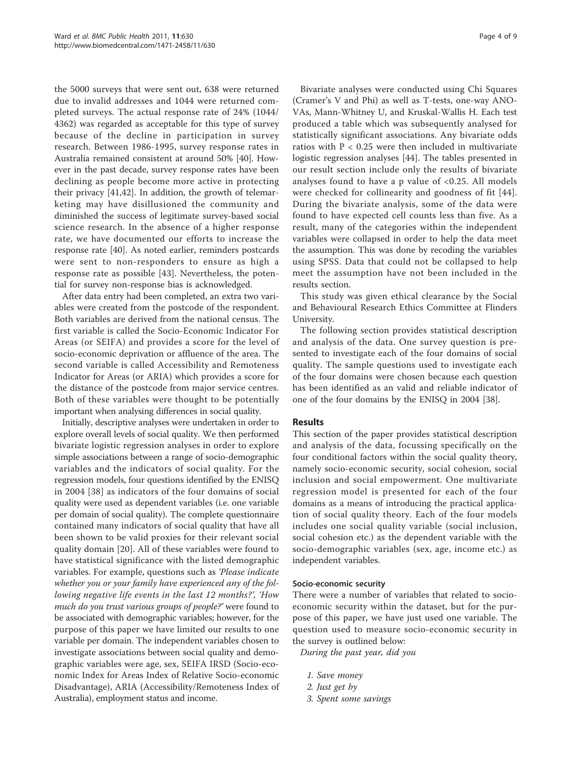the 5000 surveys that were sent out, 638 were returned due to invalid addresses and 1044 were returned completed surveys. The actual response rate of 24% (1044/4362) was regarded as acceptable for this type of survey because of the decline in participation in survey research. Between 1986-1995, survey response rates in Australia remained consistent at around 50% [40]. However in the past decade, survey response rates have been declining as people become more active in protecting their privacy [41,42]. In addition, the growth of telemarketing may have disillusioned the community and diminished the success of legitimate survey-based social science research. In the absence of a higher response rate, we have documented our efforts to increase the response rate [40]. As noted earlier, reminders postcards were sent to non-responders to ensure as high a response rate as possible [43]. Nevertheless, the potential for survey non-response bias is acknowledged.

After data entry had been completed, an extra two variables were created from the postcode of the respondent. Both variables are derived from the national census. The first variable is called the Socio-Economic Indicator For Areas (or SEIFA) and provides a score for the level of socio-economic deprivation or affluence of the area. The second variable is called Accessibility and Remoteness Indicator for Areas (or ARIA) which provides a score for the distance of the postcode from major service centres. Both of these variables were thought to be potentially important when analysing differences in social quality.

Initially, descriptive analyses were undertaken in order to explore overall levels of social quality. We then performed bivariate logistic regression analyses in order to explore simple associations between a range of socio-demographic variables and the indicators of social quality. For the regression models, four questions identified by the ENISQ in 2004 [38] as indicators of the four domains of social quality were used as dependent variables (i.e. one variable per domain of social quality). The complete questionnaire contained many indicators of social quality that have all been shown to be valid proxies for their relevant social quality domain [20]. All of these variables were found to have statistical significance with the listed demographic variables. For example, questions such as *'Please indicate whether you or your family have experienced any of the following negative life events in the last 12 months?'*, *'How much do you trust various groups of people?'* were found to be associated with demographic variables; however, for the purpose of this paper we have limited our results to one variable per domain. The independent variables chosen to investigate associations between social quality and demographic variables were age, sex, SEIFA IRSD (Socio-economic Index for Areas Index of Relative Socio-economic Disadvantage), ARIA (Accessibility/Remoteness Index of Australia), employment status and income.

Bivariate analyses were conducted using Chi Squares (Cramer's V and Phi) as well as T-tests, one-way ANOVAs, Mann-Whitney U, and Kruskal-Wallis H. Each test produced a table which was subsequently analysed for statistically significant associations. Any bivariate odds ratios with $P < 0.25$ were then included in multivariate logistic regression analyses [44]. The tables presented in our result section include only the results of bivariate analyses found to have a p value of <0.25. All models were checked for collinearity and goodness of fit [44]. During the bivariate analysis, some of the data were found to have expected cell counts less than five. As a result, many of the categories within the independent variables were collapsed in order to help the data meet the assumption. This was done by recoding the variables using SPSS. Data that could not be collapsed to help meet the assumption have not been included in the results section.

This study was given ethical clearance by the Social and Behavioural Research Ethics Committee at Flinders University.

The following section provides statistical description and analysis of the data. One survey question is presented to investigate each of the four domains of social quality. The sample questions used to investigate each of the four domains were chosen because each question has been identified as an valid and reliable indicator of one of the four domains by the ENISQ in 2004 [38].

## Results

This section of the paper provides statistical description and analysis of the data, focussing specifically on the four conditional factors within the social quality theory, namely socio-economic security, social cohesion, social inclusion and social empowerment. One multivariate regression model is presented for each of the four domains as a means of introducing the practical application of social quality theory. Each of the four models includes one social quality variable (social inclusion, social cohesion etc.) as the dependent variable with the socio-demographic variables (sex, age, income etc.) as independent variables.

### Socio-economic security

There were a number of variables that related to socio-economic security within the dataset, but for the purpose of this paper, we have just used one variable. The question used to measure socio-economic security in the survey is outlined below:

*During the past year, did you*

1. *Save money*
2. *Just get by*
3. *Spent some savings*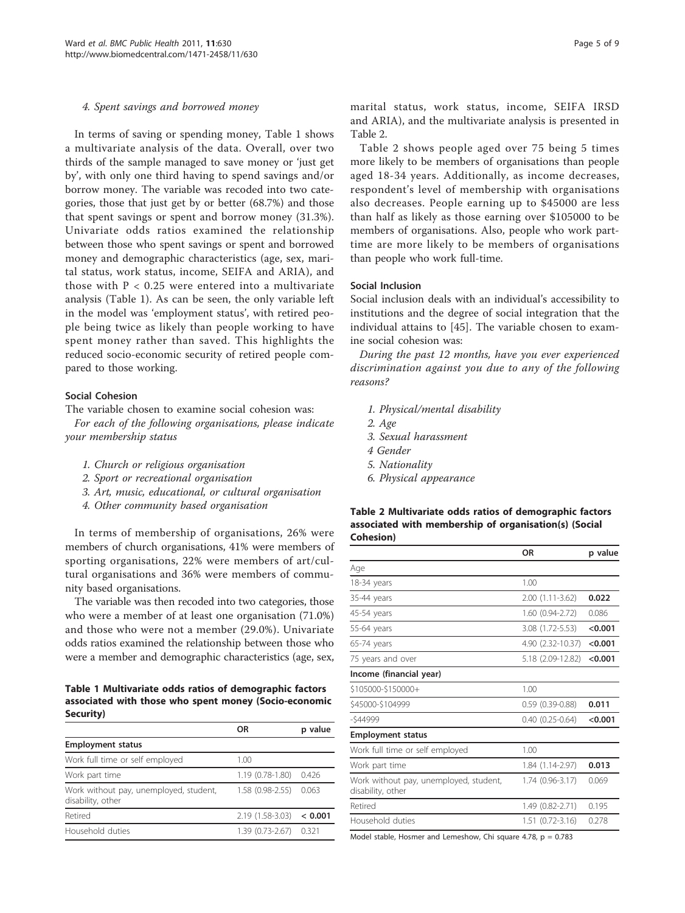*4. Spent savings and borrowed money*

In terms of saving or spending money, Table 1 shows a multivariate analysis of the data. Overall, over two thirds of the sample managed to save money or 'just get by', with only one third having to spend savings and/or borrow money. The variable was recoded into two categories, those that just get by or better (68.7%) and those that spent savings or spent and borrow money (31.3%). Univariate odds ratios examined the relationship between those who spent savings or spent and borrowed money and demographic characteristics (age, sex, marital status, work status, income, SEIFA and ARIA), and those with $P < 0.25$ were entered into a multivariate analysis (Table 1). As can be seen, the only variable left in the model was 'employment status', with retired people being twice as likely than people working to have spent money rather than saved. This highlights the reduced socio-economic security of retired people compared to those working.

**Table 1 Multivariate odds ratios of demographic factors associated with those who spent money (Socio-economic Security)**

| | OR | p value |
|---|---|---|
| **Employment status** | | |
| Work full time or self employed | 1.00 | |
| Work part time | 1.19 (0.78-1.80) | 0.426 |
| Work without pay, unemployed, student, disability, other | 1.58 (0.98-2.55) | 0.063 |
| Retired | 2.19 (1.58-3.03) | **< 0.001** |
| Household duties | 1.39 (0.73-2.67) | 0.321 |

### Social Cohesion

The variable chosen to examine social cohesion was:

*For each of the following organisations, please indicate your membership status*

1. *Church or religious organisation*
2. *Sport or recreational organisation*
3. *Art, music, educational, or cultural organisation*
4. *Other community based organisation*

In terms of membership of organisations, 26% were members of church organisations, 41% were members of sporting organisations, 22% were members of art/cultural organisations and 36% were members of community based organisations.

The variable was then recoded into two categories, those who were a member of at least one organisation (71.0%) and those who were not a member (29.0%). Univariate odds ratios examined the relationship between those who were a member and demographic characteristics (age, sex, marital status, work status, income, SEIFA IRSD and ARIA), and the multivariate analysis is presented in Table 2.

Table 2 shows people aged over 75 being 5 times more likely to be members of organisations than people aged 18-34 years. Additionally, as income decreases, respondent's level of membership with organisations also decreases. People earning up to $45000 are less than half as likely as those earning over $105000 to be members of organisations. Also, people who work part-time are more likely to be members of organisations than people who work full-time.

**Table 2 Multivariate odds ratios of demographic factors associated with membership of organisation(s) (Social Cohesion)**

| | OR | p value |
|---|---|---|
| Age | | |
| 18-34 years | 1.00 | |
| 35-44 years | 2.00 (1.11-3.62) | **0.022** |
| 45-54 years | 1.60 (0.94-2.72) | 0.086 |
| 55-64 years | 3.08 (1.72-5.53) | **<0.001** |
| 65-74 years | 4.90 (2.32-10.37) | **<0.001** |
| 75 years and over | 5.18 (2.09-12.82) | **<0.001** |
| **Income (financial year)** | | |
| $105000-$150000+ | 1.00 | |
| $45000-$104999 | 0.59 (0.39-0.88) | **0.011** |
| -$44999 | 0.40 (0.25-0.64) | **<0.001** |
| **Employment status** | | |
| Work full time or self employed | 1.00 | |
| Work part time | 1.84 (1.14-2.97) | **0.013** |
| Work without pay, unemployed, student, disability, other | 1.74 (0.96-3.17) | 0.069 |
| Retired | 1.49 (0.82-2.71) | 0.195 |
| Household duties | 1.51 (0.72-3.16) | 0.278 |

Model stable, Hosmer and Lemeshow, Chi square 4.78, $p = 0.783$

### Social Inclusion

Social inclusion deals with an individual's accessibility to institutions and the degree of social integration that the individual attains to [45]. The variable chosen to examine social cohesion was:

*During the past 12 months, have you ever experienced discrimination against you due to any of the following reasons?*

1. *Physical/mental disability*
2. *Age*
3. *Sexual harassment*
4. *Gender*
5. *Nationality*
6. *Physical appearance*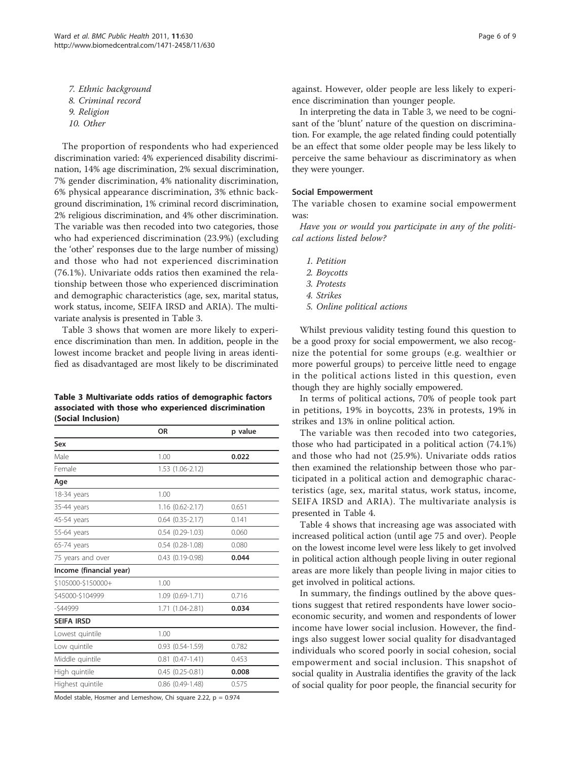7. *Ethnic background*
8. *Criminal record*
9. *Religion*
10. *Other*

The proportion of respondents who had experienced discrimination varied: 4% experienced disability discrimination, 14% age discrimination, 2% sexual discrimination, 7% gender discrimination, 4% nationality discrimination, 6% physical appearance discrimination, 3% ethnic background discrimination, 1% criminal record discrimination, 2% religious discrimination, and 4% other discrimination. The variable was then recoded into two categories, those who had experienced discrimination (23.9%) (excluding the 'other' responses due to the large number of missing) and those who had not experienced discrimination (76.1%). Univariate odds ratios then examined the relationship between those who experienced discrimination and demographic characteristics (age, sex, marital status, work status, income, SEIFA IRSD and ARIA). The multivariate analysis is presented in Table 3.

Table 3 shows that women are more likely to experience discrimination than men. In addition, people in the lowest income bracket and people living in areas identified as disadvantaged are most likely to be discriminated against. However, older people are less likely to experience discrimination than younger people.

**Table 3 Multivariate odds ratios of demographic factors associated with those who experienced discrimination (Social Inclusion)**

| | OR | p value |
|---|---|---|
| **Sex** | | |
| Male | 1.00 | **0.022** |
| Female | 1.53 (1.06-2.12) | |
| **Age** | | |
| 18-34 years | 1.00 | |
| 35-44 years | 1.16 (0.62-2.17) | 0.651 |
| 45-54 years | 0.64 (0.35-2.17) | 0.141 |
| 55-64 years | 0.54 (0.29-1.03) | 0.060 |
| 65-74 years | 0.54 (0.28-1.08) | 0.080 |
| 75 years and over | 0.43 (0.19-0.98) | **0.044** |
| **Income (financial year)** | | |
| $105000-$150000+ | 1.00 | |
| $45000-$104999 | 1.09 (0.69-1.71) | 0.716 |
| -$44999 | 1.71 (1.04-2.81) | **0.034** |
| **SEIFA IRSD** | | |
| Lowest quintile | 1.00 | |
| Low quintile | 0.93 (0.54-1.59) | 0.782 |
| Middle quintile | 0.81 (0.47-1.41) | 0.453 |
| High quintile | 0.45 (0.25-0.81) | **0.008** |
| Highest quintile | 0.86 (0.49-1.48) | 0.575 |

Model stable, Hosmer and Lemeshow, Chi square 2.22, p = 0.974

In interpreting the data in Table 3, we need to be cognisant of the 'blunt' nature of the question on discrimination. For example, the age related finding could potentially be an effect that some older people may be less likely to perceive the same behaviour as discriminatory as when they were younger.

### Social Empowerment

The variable chosen to examine social empowerment was:

*Have you or would you participate in any of the political actions listed below?*

1. *Petition*
2. *Boycotts*
3. *Protests*
4. *Strikes*
5. *Online political actions*

Whilst previous validity testing found this question to be a good proxy for social empowerment, we also recognize the potential for some groups (e.g. wealthier or more powerful groups) to perceive little need to engage in the political actions listed in this question, even though they are highly socially empowered.

In terms of political actions, 70% of people took part in petitions, 19% in boycotts, 23% in protests, 19% in strikes and 13% in online political action.

The variable was then recoded into two categories, those who had participated in a political action (74.1%) and those who had not (25.9%). Univariate odds ratios then examined the relationship between those who participated in a political action and demographic characteristics (age, sex, marital status, work status, income, SEIFA IRSD and ARIA). The multivariate analysis is presented in Table 4.

Table 4 shows that increasing age was associated with increased political action (until age 75 and over). People on the lowest income level were less likely to get involved in political action although people living in outer regional areas are more likely than people living in major cities to get involved in political actions.

In summary, the findings outlined by the above questions suggest that retired respondents have lower socio-economic security, and women and respondents of lower income have lower social inclusion. However, the findings also suggest lower social quality for disadvantaged individuals who scored poorly in social cohesion, social empowerment and social inclusion. This snapshot of social quality in Australia identifies the gravity of the lack of social quality for poor people, the financial security for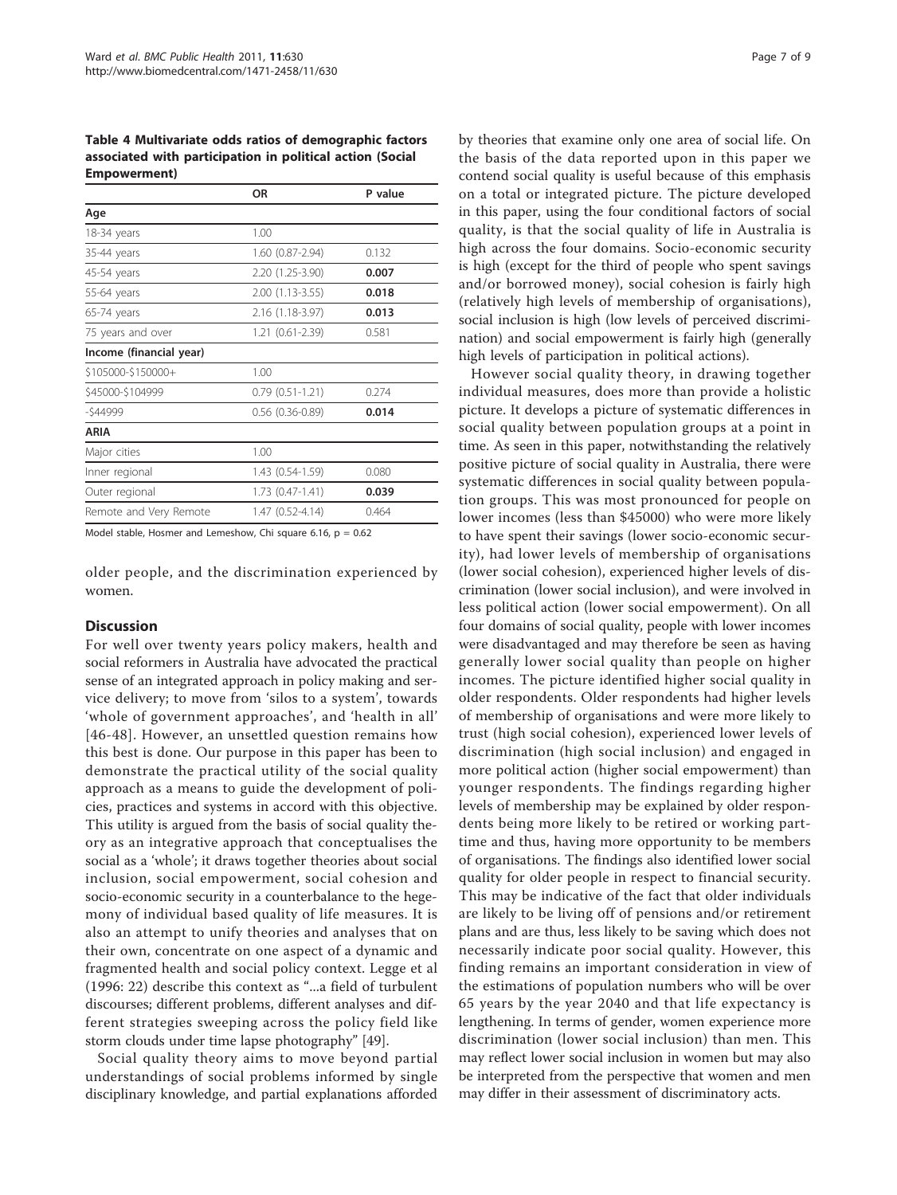**Table 4 Multivariate odds ratios of demographic factors associated with participation in political action (Social Empowerment)**

| | OR | P value |
|---|---|---|
| **Age** | | |
| 18-34 years | 1.00 | |
| 35-44 years | 1.60 (0.87-2.94) | 0.132 |
| 45-54 years | 2.20 (1.25-3.90) | **0.007** |
| 55-64 years | 2.00 (1.13-3.55) | **0.018** |
| 65-74 years | 2.16 (1.18-3.97) | **0.013** |
| 75 years and over | 1.21 (0.61-2.39) | 0.581 |
| **Income (financial year)** | | |
| $105000-$150000+ | 1.00 | |
| $45000-$104999 | 0.79 (0.51-1.21) | 0.274 |
| -$44999 | 0.56 (0.36-0.89) | **0.014** |
| **ARIA** | | |
| Major cities | 1.00 | |
| Inner regional | 1.43 (0.54-1.59) | 0.080 |
| Outer regional | 1.73 (0.47-1.41) | **0.039** |
| Remote and Very Remote | 1.47 (0.52-4.14) | 0.464 |

Model stable, Hosmer and Lemeshow, Chi square 6.16, p = 0.62

older people, and the discrimination experienced by women.

## Discussion

For well over twenty years policy makers, health and social reformers in Australia have advocated the practical sense of an integrated approach in policy making and service delivery; to move from 'silos to a system', towards 'whole of government approaches', and 'health in all' [46-48]. However, an unsettled question remains how this best is done. Our purpose in this paper has been to demonstrate the practical utility of the social quality approach as a means to guide the development of policies, practices and systems in accord with this objective. This utility is argued from the basis of social quality theory as an integrative approach that conceptualises the social as a 'whole'; it draws together theories about social inclusion, social empowerment, social cohesion and socio-economic security in a counterbalance to the hegemony of individual based quality of life measures. It is also an attempt to unify theories and analyses that on their own, concentrate on one aspect of a dynamic and fragmented health and social policy context. Legge et al (1996: 22) describe this context as "...a field of turbulent discourses; different problems, different analyses and different strategies sweeping across the policy field like storm clouds under time lapse photography" [49].

Social quality theory aims to move beyond partial understandings of social problems informed by single disciplinary knowledge, and partial explanations afforded by theories that examine only one area of social life. On the basis of the data reported upon in this paper we contend social quality is useful because of this emphasis on a total or integrated picture. The picture developed in this paper, using the four conditional factors of social quality, is that the social quality of life in Australia is high across the four domains. Socio-economic security is high (except for the third of people who spent savings and/or borrowed money), social cohesion is fairly high (relatively high levels of membership of organisations), social inclusion is high (low levels of perceived discrimination) and social empowerment is fairly high (generally high levels of participation in political actions).

However social quality theory, in drawing together individual measures, does more than provide a holistic picture. It develops a picture of systematic differences in social quality between population groups at a point in time. As seen in this paper, notwithstanding the relatively positive picture of social quality in Australia, there were systematic differences in social quality between population groups. This was most pronounced for people on lower incomes (less than $45000) who were more likely to have spent their savings (lower socio-economic security), had lower levels of membership of organisations (lower social cohesion), experienced higher levels of discrimination (lower social inclusion), and were involved in less political action (lower social empowerment). On all four domains of social quality, people with lower incomes were disadvantaged and may therefore be seen as having generally lower social quality than people on higher incomes. The picture identified higher social quality in older respondents. Older respondents had higher levels of membership of organisations and were more likely to trust (high social cohesion), experienced lower levels of discrimination (high social inclusion) and engaged in more political action (higher social empowerment) than younger respondents. The findings regarding higher levels of membership may be explained by older respondents being more likely to be retired or working part-time and thus, having more opportunity to be members of organisations. The findings also identified lower social quality for older people in respect to financial security. This may be indicative of the fact that older individuals are likely to be living off of pensions and/or retirement plans and are thus, less likely to be saving which does not necessarily indicate poor social quality. However, this finding remains an important consideration in view of the estimations of population numbers who will be over 65 years by the year 2040 and that life expectancy is lengthening. In terms of gender, women experience more discrimination (lower social inclusion) than men. This may reflect lower social inclusion in women but may also be interpreted from the perspective that women and men may differ in their assessment of discriminatory acts.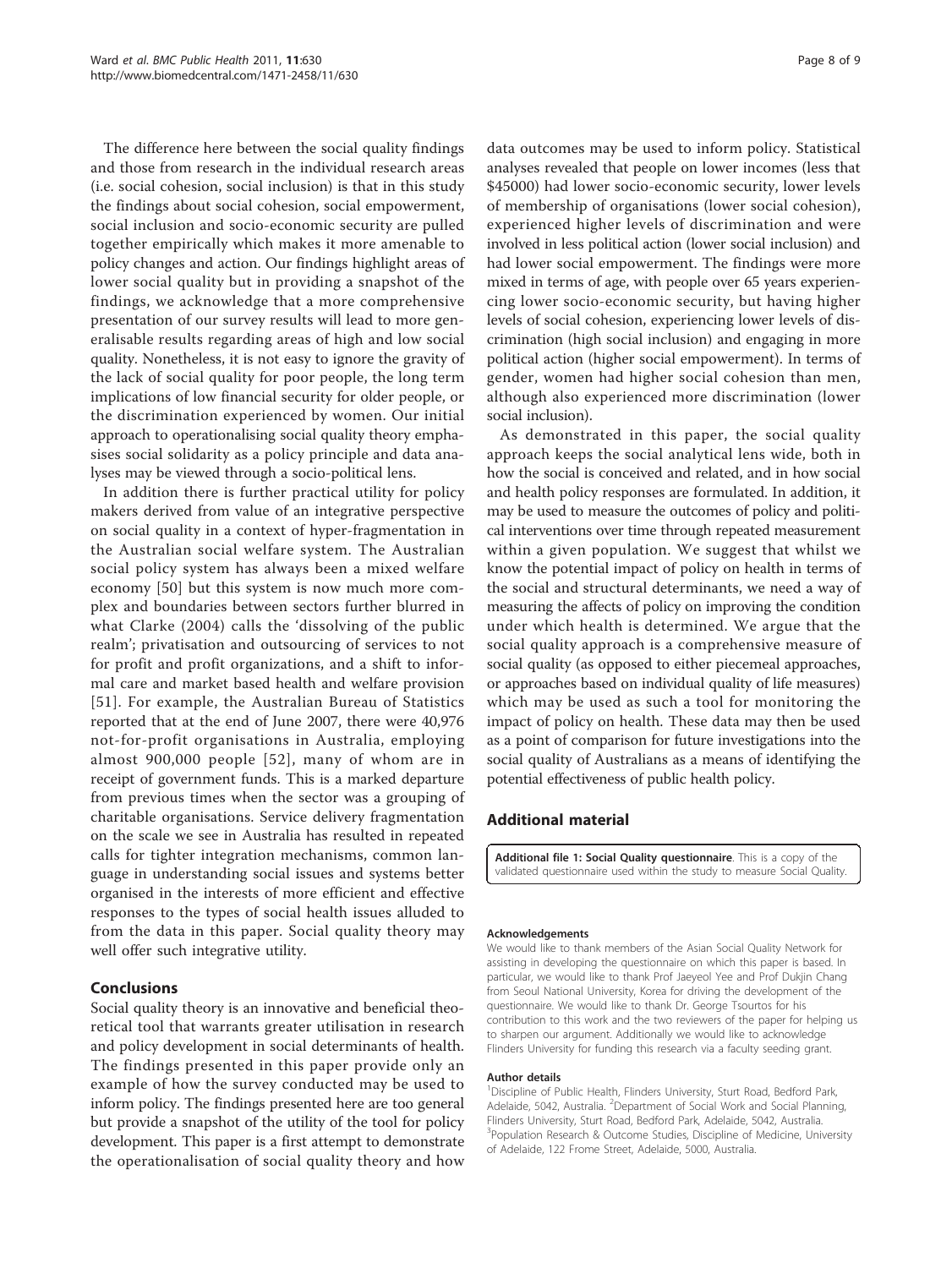The difference here between the social quality findings and those from research in the individual research areas (i.e. social cohesion, social inclusion) is that in this study the findings about social cohesion, social empowerment, social inclusion and socio-economic security are pulled together empirically which makes it more amenable to policy changes and action. Our findings highlight areas of lower social quality but in providing a snapshot of the findings, we acknowledge that a more comprehensive presentation of our survey results will lead to more generalisable results regarding areas of high and low social quality. Nonetheless, it is not easy to ignore the gravity of the lack of social quality for poor people, the long term implications of low financial security for older people, or the discrimination experienced by women. Our initial approach to operationalising social quality theory emphasises social solidarity as a policy principle and data analyses may be viewed through a socio-political lens.

In addition there is further practical utility for policy makers derived from value of an integrative perspective on social quality in a context of hyper-fragmentation in the Australian social welfare system. The Australian social policy system has always been a mixed welfare economy [50] but this system is now much more complex and boundaries between sectors further blurred in what Clarke (2004) calls the 'dissolving of the public realm'; privatisation and outsourcing of services to not for profit and profit organizations, and a shift to informal care and market based health and welfare provision [51]. For example, the Australian Bureau of Statistics reported that at the end of June 2007, there were 40,976 not-for-profit organisations in Australia, employing almost 900,000 people [52], many of whom are in receipt of government funds. This is a marked departure from previous times when the sector was a grouping of charitable organisations. Service delivery fragmentation on the scale we see in Australia has resulted in repeated calls for tighter integration mechanisms, common language in understanding social issues and systems better organised in the interests of more efficient and effective responses to the types of social health issues alluded to from the data in this paper. Social quality theory may well offer such integrative utility.

## Conclusions

Social quality theory is an innovative and beneficial theoretical tool that warrants greater utilisation in research and policy development in social determinants of health. The findings presented in this paper provide only an example of how the survey conducted may be used to inform policy. The findings presented here are too general but provide a snapshot of the utility of the tool for policy development. This paper is a first attempt to demonstrate the operationalisation of social quality theory and how data outcomes may be used to inform policy. Statistical analyses revealed that people on lower incomes (less that \$45000) had lower socio-economic security, lower levels of membership of organisations (lower social cohesion), experienced higher levels of discrimination and were involved in less political action (lower social inclusion) and had lower social empowerment. The findings were more mixed in terms of age, with people over 65 years experiencing lower socio-economic security, but having higher levels of social cohesion, experiencing lower levels of discrimination (high social inclusion) and engaging in more political action (higher social empowerment). In terms of gender, women had higher social cohesion than men, although also experienced more discrimination (lower social inclusion).

As demonstrated in this paper, the social quality approach keeps the social analytical lens wide, both in how the social is conceived and related, and in how social and health policy responses are formulated. In addition, it may be used to measure the outcomes of policy and political interventions over time through repeated measurement within a given population. We suggest that whilst we know the potential impact of policy on health in terms of the social and structural determinants, we need a way of measuring the affects of policy on improving the condition under which health is determined. We argue that the social quality approach is a comprehensive measure of social quality (as opposed to either piecemeal approaches, or approaches based on individual quality of life measures) which may be used as such a tool for monitoring the impact of policy on health. These data may then be used as a point of comparison for future investigations into the social quality of Australians as a means of identifying the potential effectiveness of public health policy.

## Additional material

**Additional file 1: Social Quality questionnaire**. This is a copy of the validated questionnaire used within the study to measure Social Quality.

#### Acknowledgements

We would like to thank members of the Asian Social Quality Network for assisting in developing the questionnaire on which this paper is based. In particular, we would like to thank Prof Jaeyeol Yee and Prof Dukjin Chang from Seoul National University, Korea for driving the development of the questionnaire. We would like to thank Dr. George Tsourtos for his contribution to this work and the two reviewers of the paper for helping us to sharpen our argument. Additionally we would like to acknowledge Flinders University for funding this research via a faculty seeding grant.

#### Author details

[1]Discipline of Public Health, Flinders University, Sturt Road, Bedford Park, Adelaide, 5042, Australia. [2]Department of Social Work and Social Planning, Flinders University, Sturt Road, Bedford Park, Adelaide, 5042, Australia. [3]Population Research & Outcome Studies, Discipline of Medicine, University of Adelaide, 122 Frome Street, Adelaide, 5000, Australia.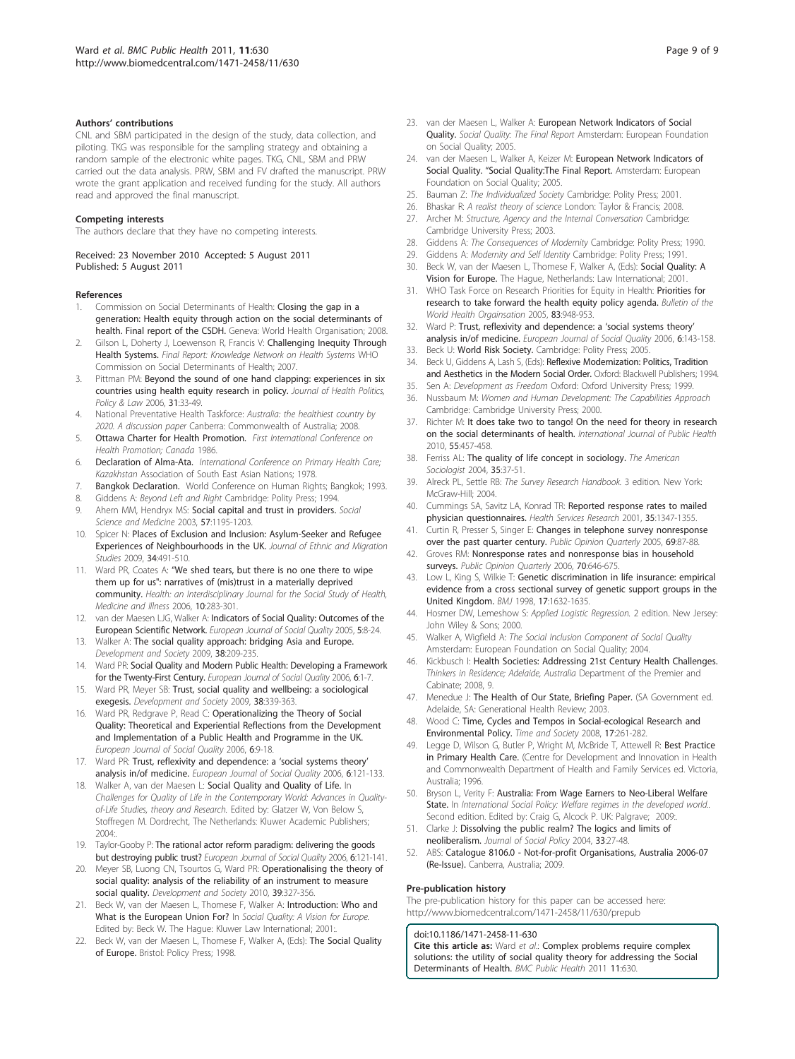### Authors' contributions

CNL and SBM participated in the design of the study, data collection, and piloting. TKG was responsible for the sampling strategy and obtaining a random sample of the electronic white pages. TKG, CNL, SBM and PRW carried out the data analysis. PRW, SBM and FV drafted the manuscript. PRW wrote the grant application and received funding for the study. All authors read and approved the final manuscript.

### Competing interests

The authors declare that they have no competing interests.

Received: 23 November 2010 Accepted: 5 August 2011
Published: 5 August 2011

### References

1. Commission on Social Determinants of Health: **Closing the gap in a generation: Health equity through action on the social determinants of health. Final report of the CSDH.** Geneva: World Health Organisation; 2008.
2. Gilson L, Doherty J, Loewenson R, Francis V: **Challenging Inequity Through Health Systems.** *Final Report: Knowledge Network on Health Systems* WHO Commission on Social Determinants of Health; 2007.
3. Pittman PM: **Beyond the sound of one hand clapping: experiences in six countries using health equity research in policy.** *Journal of Health Politics, Policy & Law* 2006, **31**:33-49.
4. National Preventative Health Taskforce: *Australia: the healthiest country by 2020. A discussion paper* Canberra: Commonwealth of Australia; 2008.
5. **Ottawa Charter for Health Promotion.** *First International Conference on Health Promotion; Canada* 1986.
6. **Declaration of Alma-Ata.** *International Conference on Primary Health Care; Kazakhstan* Association of South East Asian Nations; 1978.
7. **Bangkok Declaration.** World Conference on Human Rights; Bangkok; 1993.
8. Giddens A: *Beyond Left and Right* Cambridge: Polity Press; 1994.
9. Ahern MM, Hendryx MS: **Social capital and trust in providers.** *Social Science and Medicine* 2003, **57**:1195-1203.
10. Spicer N: **Places of Exclusion and Inclusion: Asylum-Seeker and Refugee Experiences of Neighbourhoods in the UK.** *Journal of Ethnic and Migration Studies* 2009, **34**:491-510.
11. Ward PR, Coates A: **"We shed tears, but there is no one there to wipe them up for us": narratives of (mis)trust in a materially deprived community.** *Health: an Interdisciplinary Journal for the Social Study of Health, Medicine and Illness* 2006, **10**:283-301.
12. van der Maesen LJG, Walker A: **Indicators of Social Quality: Outcomes of the European Scientific Network.** *European Journal of Social Quality* 2005, **5**:8-24.
13. Walker A: **The social quality approach: bridging Asia and Europe.** *Development and Society* 2009, **38**:209-235.
14. Ward PR: **Social Quality and Modern Public Health: Developing a Framework for the Twenty-First Century.** *European Journal of Social Quality* 2006, **6**:1-7.
15. Ward PR, Meyer SB: **Trust, social quality and wellbeing: a sociological exegesis.** *Development and Society* 2009, **38**:339-363.
16. Ward PR, Redgrave P, Read C: **Operationalizing the Theory of Social Quality: Theoretical and Experiential Reflections from the Development and Implementation of a Public Health and Programme in the UK.** *European Journal of Social Quality* 2006, **6**:9-18.
17. Ward PR: **Trust, reflexivity and dependence: a 'social systems theory' analysis in/of medicine.** *European Journal of Social Quality* 2006, **6**:121-133.
18. Walker A, van der Maesen L: **Social Quality and Quality of Life.** In *Challenges for Quality of Life in the Contemporary World: Advances in Quality-of-Life Studies, theory and Research.* Edited by: Glatzer W, Von Below S, Stoffregen M. Dordrecht, The Netherlands: Kluwer Academic Publishers; 2004:.
19. Taylor-Gooby P: **The rational actor reform paradigm: delivering the goods but destroying public trust?** *European Journal of Social Quality* 2006, **6**:121-141.
20. Meyer SB, Luong CN, Tsourtos G, Ward PR: **Operationalising the theory of social quality: analysis of the reliability of an instrument to measure social quality.** *Development and Society* 2010, **39**:327-356.
21. Beck W, van der Maesen L, Thomese F, Walker A: **Introduction: Who and What is the European Union For?** In *Social Quality: A Vision for Europe.* Edited by: Beck W. The Hague: Kluwer Law International; 2001:.
22. Beck W, van der Maesen L, Thomese F, Walker A, (Eds): **The Social Quality of Europe.** Bristol: Policy Press; 1998.
23. van der Maesen L, Walker A: **European Network Indicators of Social Quality.** *Social Quality: The Final Report* Amsterdam: European Foundation on Social Quality; 2005.
24. van der Maesen L, Walker A, Keizer M: **European Network Indicators of Social Quality. "Social Quality:The Final Report.** Amsterdam: European Foundation on Social Quality; 2005.
25. Bauman Z: *The Individualized Society* Cambridge: Polity Press; 2001.
26. Bhaskar R: *A realist theory of science* London: Taylor & Francis; 2008.
27. Archer M: *Structure, Agency and the Internal Conversation* Cambridge: Cambridge University Press; 2003.
28. Giddens A: *The Consequences of Modernity* Cambridge: Polity Press; 1990.
29. Giddens A: *Modernity and Self Identity* Cambridge: Polity Press; 1991.
30. Beck W, van der Maesen L, Thomese F, Walker A, (Eds): **Social Quality: A Vision for Europe.** The Hague, Netherlands: Law International; 2001.
31. WHO Task Force on Research Priorities for Equity in Health: **Priorities for research to take forward the health equity policy agenda.** *Bulletin of the World Health Orgainsation* 2005, **83**:948-953.
32. Ward P: **Trust, reflexivity and dependence: a 'social systems theory' analysis in/of medicine.** *European Journal of Social Quality* 2006, **6**:143-158.
33. Beck U: **World Risk Society.** Cambridge: Polity Press; 2005.
34. Beck U, Giddens A, Lash S, (Eds): **Reflexive Modernization: Politics, Tradition and Aesthetics in the Modern Social Order.** Oxford: Blackwell Publishers; 1994.
35. Sen A: *Development as Freedom* Oxford: Oxford University Press; 1999.
36. Nussbaum M: *Women and Human Development: The Capabilities Approach* Cambridge: Cambridge University Press; 2000.
37. Richter M: **It does take two to tango! On the need for theory in research on the social determinants of health.** *International Journal of Public Health* 2010, **55**:457-458.
38. Ferriss AL: **The quality of life concept in sociology.** *The American Sociologist* 2004, **35**:37-51.
39. Alreck PL, Settle RB: *The Survey Research Handbook.* 3 edition. New York: McGraw-Hill; 2004.
40. Cummings SA, Savitz LA, Konrad TR: **Reported response rates to mailed physician questionnaires.** *Health Services Research* 2001, **35**:1347-1355.
41. Curtin R, Presser S, Singer E: **Changes in telephone survey nonresponse over the past quarter century.** *Public Opinion Quarterly* 2005, **69**:87-88.
42. Groves RM: **Nonresponse rates and nonresponse bias in household surveys.** *Public Opinion Quarterly* 2006, **70**:646-675.
43. Low L, King S, Wilkie T: **Genetic discrimination in life insurance: empirical evidence from a cross sectional survey of genetic support groups in the United Kingdom.** *BMJ* 1998, **17**:1632-1635.
44. Hosmer DW, Lemeshow S: *Applied Logistic Regression.* 2 edition. New Jersey: John Wiley & Sons; 2000.
45. Walker A, Wigfield A: *The Social Inclusion Component of Social Quality* Amsterdam: European Foundation on Social Quality; 2004.
46. Kickbusch I: **Health Societies: Addressing 21st Century Health Challenges.** *Thinkers in Residence; Adelaide, Australia* Department of the Premier and Cabinate; 2008, 9.
47. Menedue J: **The Health of Our State, Briefing Paper.** (SA Government ed. Adelaide, SA: Generational Health Review; 2003.
48. Wood C: **Time, Cycles and Tempos in Social-ecological Research and Environmental Policy.** *Time and Society* 2008, **17**:261-282.
49. Legge D, Wilson G, Butler P, Wright M, McBride T, Attewell R: **Best Practice in Primary Health Care.** (Centre for Development and Innovation in Health and Commonwealth Department of Health and Family Services ed. Victoria, Australia; 1996.
50. Bryson L, Verity F: **Australia: From Wage Earners to Neo-Liberal Welfare State.** In *International Social Policy: Welfare regimes in the developed world..* Second edition. Edited by: Craig G, Alcock P. UK: Palgrave; 2009:.
51. Clarke J: **Dissolving the public realm? The logics and limits of neoliberalism.** *Journal of Social Policy* 2004, **33**:27-48.
52. ABS: **Catalogue 8106.0 - Not-for-profit Organisations, Australia 2006-07 (Re-Issue).** Canberra, Australia; 2009.

### Pre-publication history

The pre-publication history for this paper can be accessed here:
http://www.biomedcentral.com/1471-2458/11/630/prepub

doi:10.1186/1471-2458-11-630

**Cite this article as:** Ward *et al.*: Complex problems require complex solutions: the utility of social quality theory for addressing the Social Determinants of Health. *BMC Public Health* 2011 **11**:630.